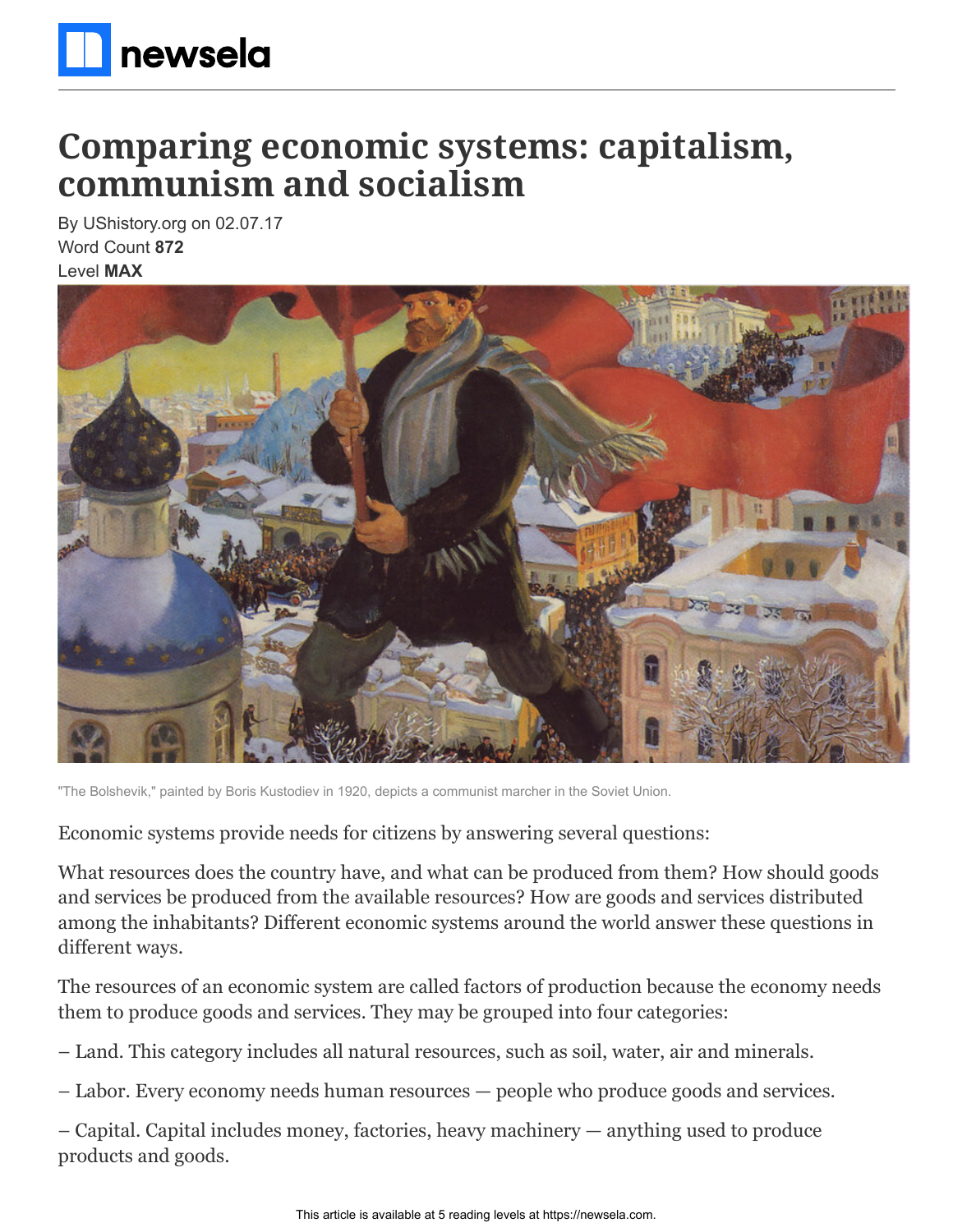# Comparing economic systems: capitalism, communism and socialism

By UShistory.org on 02.07.17
Word Count **872**
Level **MAX**

"The Bolshevik," painted by Boris Kustodiev in 1920, depicts a communist marcher in the Soviet Union.

Economic systems provide needs for citizens by answering several questions:

What resources does the country have, and what can be produced from them? How should goods and services be produced from the available resources? How are goods and services distributed among the inhabitants? Different economic systems around the world answer these questions in different ways.

The resources of an economic system are called factors of production because the economy needs them to produce goods and services. They may be grouped into four categories:

– Land. This category includes all natural resources, such as soil, water, air and minerals.

– Labor. Every economy needs human resources — people who produce goods and services.

– Capital. Capital includes money, factories, heavy machinery — anything used to produce products and goods.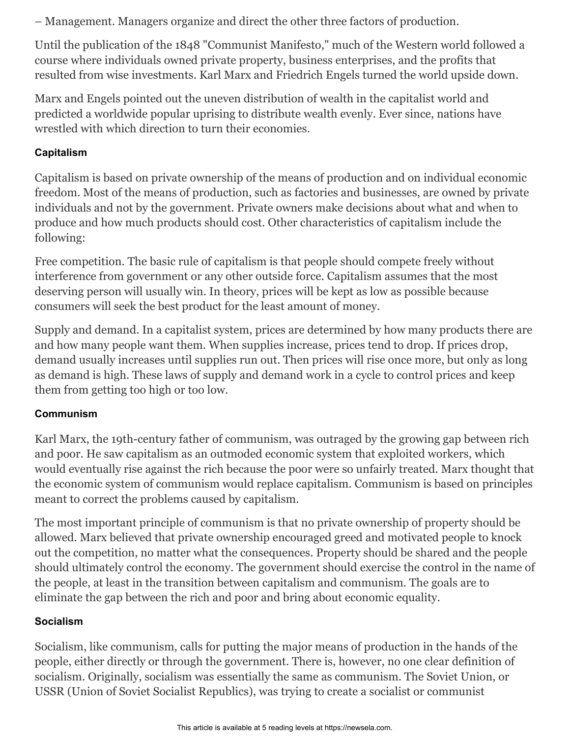– Management. Managers organize and direct the other three factors of production.

Until the publication of the 1848 "Communist Manifesto," much of the Western world followed a course where individuals owned private property, business enterprises, and the profits that resulted from wise investments. Karl Marx and Friedrich Engels turned the world upside down.

Marx and Engels pointed out the uneven distribution of wealth in the capitalist world and predicted a worldwide popular uprising to distribute wealth evenly. Ever since, nations have wrestled with which direction to turn their economies.

#### Capitalism

Capitalism is based on private ownership of the means of production and on individual economic freedom. Most of the means of production, such as factories and businesses, are owned by private individuals and not by the government. Private owners make decisions about what and when to produce and how much products should cost. Other characteristics of capitalism include the following:

Free competition. The basic rule of capitalism is that people should compete freely without interference from government or any other outside force. Capitalism assumes that the most deserving person will usually win. In theory, prices will be kept as low as possible because consumers will seek the best product for the least amount of money.

Supply and demand. In a capitalist system, prices are determined by how many products there are and how many people want them. When supplies increase, prices tend to drop. If prices drop, demand usually increases until supplies run out. Then prices will rise once more, but only as long as demand is high. These laws of supply and demand work in a cycle to control prices and keep them from getting too high or too low.

#### Communism

Karl Marx, the 19th-century father of communism, was outraged by the growing gap between rich and poor. He saw capitalism as an outmoded economic system that exploited workers, which would eventually rise against the rich because the poor were so unfairly treated. Marx thought that the economic system of communism would replace capitalism. Communism is based on principles meant to correct the problems caused by capitalism.

The most important principle of communism is that no private ownership of property should be allowed. Marx believed that private ownership encouraged greed and motivated people to knock out the competition, no matter what the consequences. Property should be shared and the people should ultimately control the economy. The government should exercise the control in the name of the people, at least in the transition between capitalism and communism. The goals are to eliminate the gap between the rich and poor and bring about economic equality.

#### Socialism

Socialism, like communism, calls for putting the major means of production in the hands of the people, either directly or through the government. There is, however, no one clear definition of socialism. Originally, socialism was essentially the same as communism. The Soviet Union, or USSR (Union of Soviet Socialist Republics), was trying to create a socialist or communist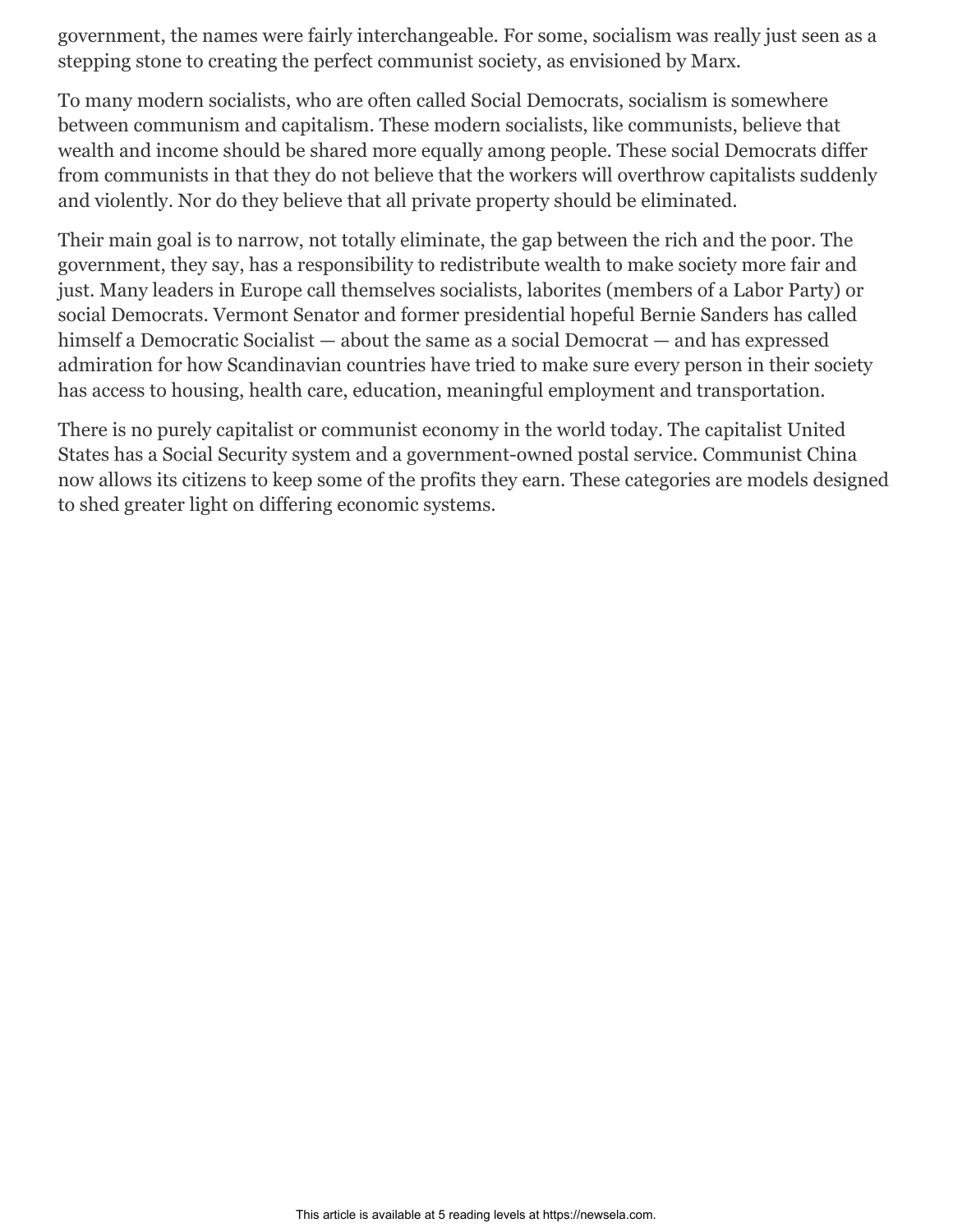government, the names were fairly interchangeable. For some, socialism was really just seen as a stepping stone to creating the perfect communist society, as envisioned by Marx.

To many modern socialists, who are often called Social Democrats, socialism is somewhere between communism and capitalism. These modern socialists, like communists, believe that wealth and income should be shared more equally among people. These social Democrats differ from communists in that they do not believe that the workers will overthrow capitalists suddenly and violently. Nor do they believe that all private property should be eliminated.

Their main goal is to narrow, not totally eliminate, the gap between the rich and the poor. The government, they say, has a responsibility to redistribute wealth to make society more fair and just. Many leaders in Europe call themselves socialists, laborites (members of a Labor Party) or social Democrats. Vermont Senator and former presidential hopeful Bernie Sanders has called himself a Democratic Socialist — about the same as a social Democrat — and has expressed admiration for how Scandinavian countries have tried to make sure every person in their society has access to housing, health care, education, meaningful employment and transportation.

There is no purely capitalist or communist economy in the world today. The capitalist United States has a Social Security system and a government-owned postal service. Communist China now allows its citizens to keep some of the profits they earn. These categories are models designed to shed greater light on differing economic systems.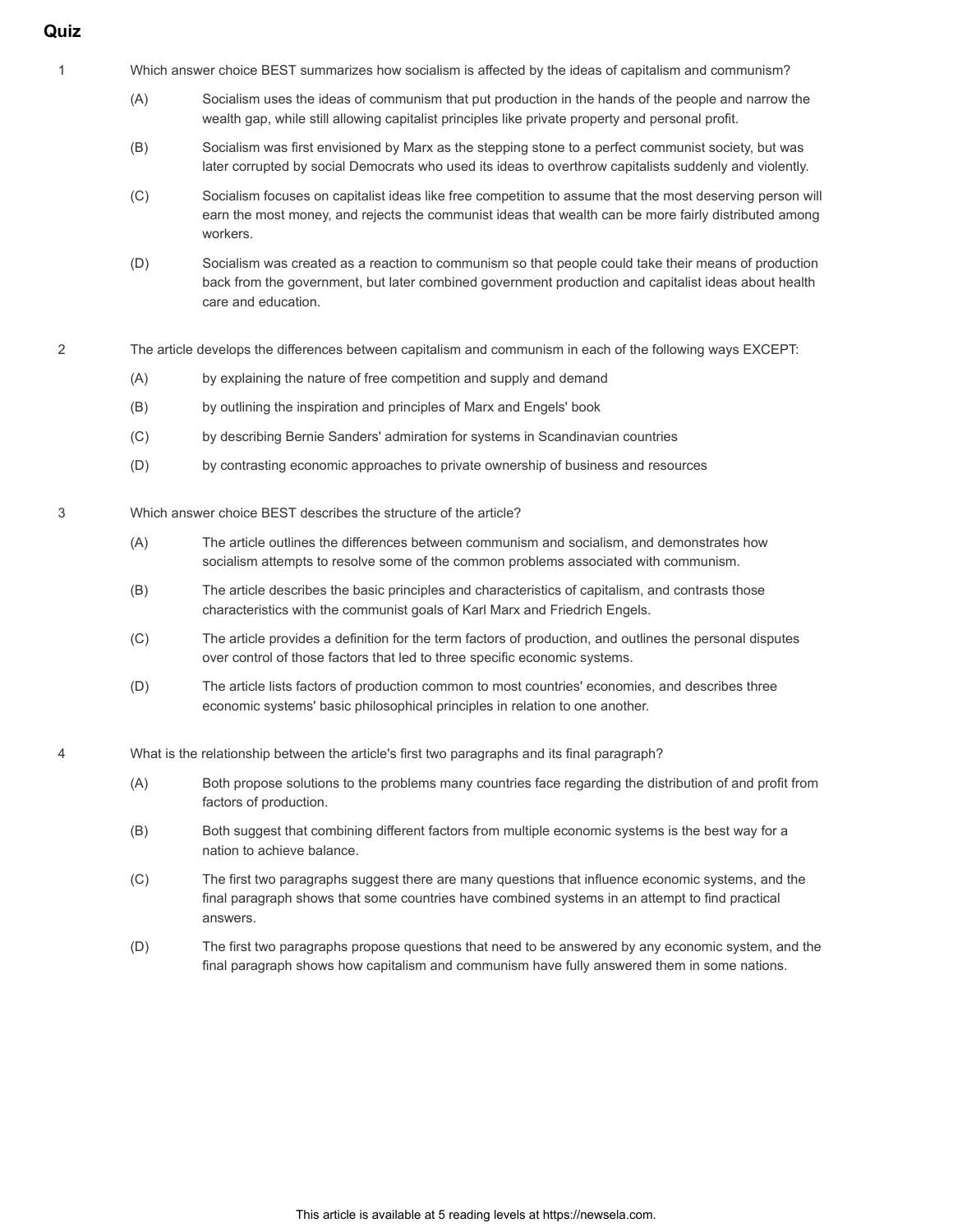## Quiz

1. Which answer choice BEST summarizes how socialism is affected by the ideas of capitalism and communism?

   (A) Socialism uses the ideas of communism that put production in the hands of the people and narrow the wealth gap, while still allowing capitalist principles like private property and personal profit.

   (B) Socialism was first envisioned by Marx as the stepping stone to a perfect communist society, but was later corrupted by social Democrats who used its ideas to overthrow capitalists suddenly and violently.

   (C) Socialism focuses on capitalist ideas like free competition to assume that the most deserving person will earn the most money, and rejects the communist ideas that wealth can be more fairly distributed among workers.

   (D) Socialism was created as a reaction to communism so that people could take their means of production back from the government, but later combined government production and capitalist ideas about health care and education.

2. The article develops the differences between capitalism and communism in each of the following ways EXCEPT:

   (A) by explaining the nature of free competition and supply and demand

   (B) by outlining the inspiration and principles of Marx and Engels' book

   (C) by describing Bernie Sanders' admiration for systems in Scandinavian countries

   (D) by contrasting economic approaches to private ownership of business and resources

3. Which answer choice BEST describes the structure of the article?

   (A) The article outlines the differences between communism and socialism, and demonstrates how socialism attempts to resolve some of the common problems associated with communism.

   (B) The article describes the basic principles and characteristics of capitalism, and contrasts those characteristics with the communist goals of Karl Marx and Friedrich Engels.

   (C) The article provides a definition for the term factors of production, and outlines the personal disputes over control of those factors that led to three specific economic systems.

   (D) The article lists factors of production common to most countries' economies, and describes three economic systems' basic philosophical principles in relation to one another.

4. What is the relationship between the article's first two paragraphs and its final paragraph?

   (A) Both propose solutions to the problems many countries face regarding the distribution of and profit from factors of production.

   (B) Both suggest that combining different factors from multiple economic systems is the best way for a nation to achieve balance.

   (C) The first two paragraphs suggest there are many questions that influence economic systems, and the final paragraph shows that some countries have combined systems in an attempt to find practical answers.

   (D) The first two paragraphs propose questions that need to be answered by any economic system, and the final paragraph shows how capitalism and communism have fully answered them in some nations.